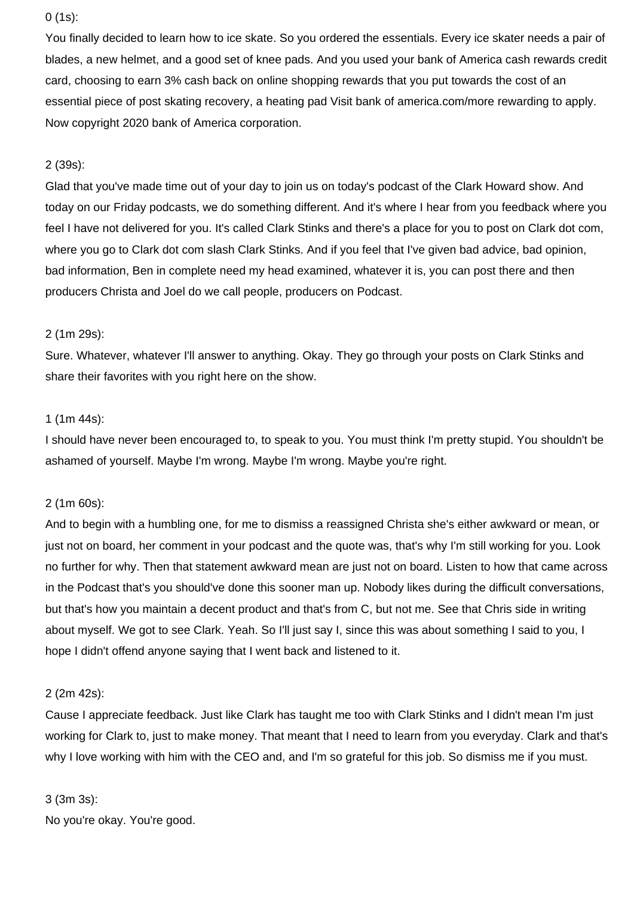0 (1s):

You finally decided to learn how to ice skate. So you ordered the essentials. Every ice skater needs a pair of blades, a new helmet, and a good set of knee pads. And you used your bank of America cash rewards credit card, choosing to earn 3% cash back on online shopping rewards that you put towards the cost of an essential piece of post skating recovery, a heating pad Visit bank of america.com/more rewarding to apply. Now copyright 2020 bank of America corporation.

2 (39s):

Glad that you've made time out of your day to join us on today's podcast of the Clark Howard show. And today on our Friday podcasts, we do something different. And it's where I hear from you feedback where you feel I have not delivered for you. It's called Clark Stinks and there's a place for you to post on Clark dot com, where you go to Clark dot com slash Clark Stinks. And if you feel that I've given bad advice, bad opinion, bad information, Ben in complete need my head examined, whatever it is, you can post there and then producers Christa and Joel do we call people, producers on Podcast.

2 (1m 29s):

Sure. Whatever, whatever I'll answer to anything. Okay. They go through your posts on Clark Stinks and share their favorites with you right here on the show.

1 (1m 44s):

I should have never been encouraged to, to speak to you. You must think I'm pretty stupid. You shouldn't be ashamed of yourself. Maybe I'm wrong. Maybe I'm wrong. Maybe you're right.

2 (1m 60s):

And to begin with a humbling one, for me to dismiss a reassigned Christa she's either awkward or mean, or just not on board, her comment in your podcast and the quote was, that's why I'm still working for you. Look no further for why. Then that statement awkward mean are just not on board. Listen to how that came across in the Podcast that's you should've done this sooner man up. Nobody likes during the difficult conversations, but that's how you maintain a decent product and that's from C, but not me. See that Chris side in writing about myself. We got to see Clark. Yeah. So I'll just say I, since this was about something I said to you, I hope I didn't offend anyone saying that I went back and listened to it.

2 (2m 42s):

Cause I appreciate feedback. Just like Clark has taught me too with Clark Stinks and I didn't mean I'm just working for Clark to, just to make money. That meant that I need to learn from you everyday. Clark and that's why I love working with him with the CEO and, and I'm so grateful for this job. So dismiss me if you must.

3 (3m 3s):

No you're okay. You're good.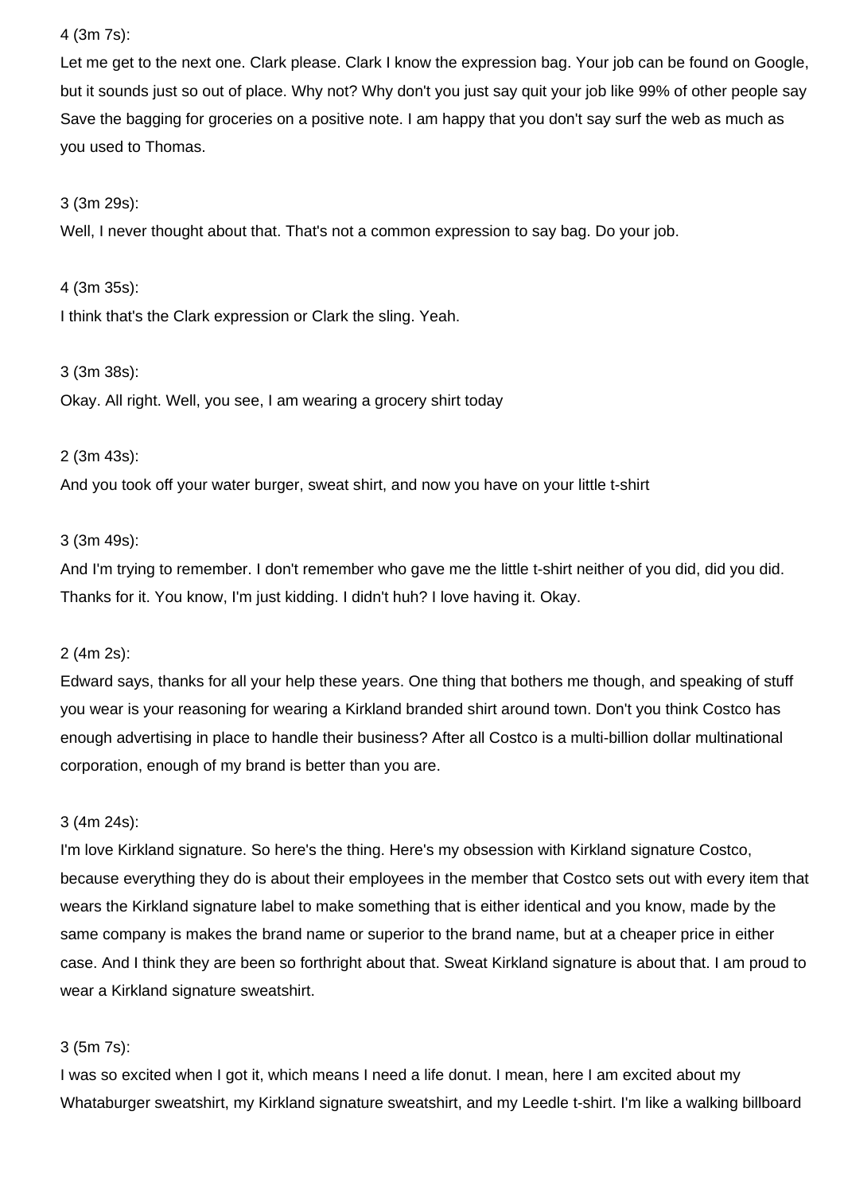4 (3m 7s):

Let me get to the next one. Clark please. Clark I know the expression bag. Your job can be found on Google, but it sounds just so out of place. Why not? Why don't you just say quit your job like 99% of other people say Save the bagging for groceries on a positive note. I am happy that you don't say surf the web as much as you used to Thomas.

3 (3m 29s):

Well, I never thought about that. That's not a common expression to say bag. Do your job.

4 (3m 35s):

I think that's the Clark expression or Clark the sling. Yeah.

3 (3m 38s):

Okay. All right. Well, you see, I am wearing a grocery shirt today

2 (3m 43s):

And you took off your water burger, sweat shirt, and now you have on your little t-shirt

3 (3m 49s):

And I'm trying to remember. I don't remember who gave me the little t-shirt neither of you did, did you did. Thanks for it. You know, I'm just kidding. I didn't huh? I love having it. Okay.

2 (4m 2s):

Edward says, thanks for all your help these years. One thing that bothers me though, and speaking of stuff you wear is your reasoning for wearing a Kirkland branded shirt around town. Don't you think Costco has enough advertising in place to handle their business? After all Costco is a multi-billion dollar multinational corporation, enough of my brand is better than you are.

3 (4m 24s):

I'm love Kirkland signature. So here's the thing. Here's my obsession with Kirkland signature Costco, because everything they do is about their employees in the member that Costco sets out with every item that wears the Kirkland signature label to make something that is either identical and you know, made by the same company is makes the brand name or superior to the brand name, but at a cheaper price in either case. And I think they are been so forthright about that. Sweat Kirkland signature is about that. I am proud to wear a Kirkland signature sweatshirt.

3 (5m 7s):

I was so excited when I got it, which means I need a life donut. I mean, here I am excited about my Whataburger sweatshirt, my Kirkland signature sweatshirt, and my Leedle t-shirt. I'm like a walking billboard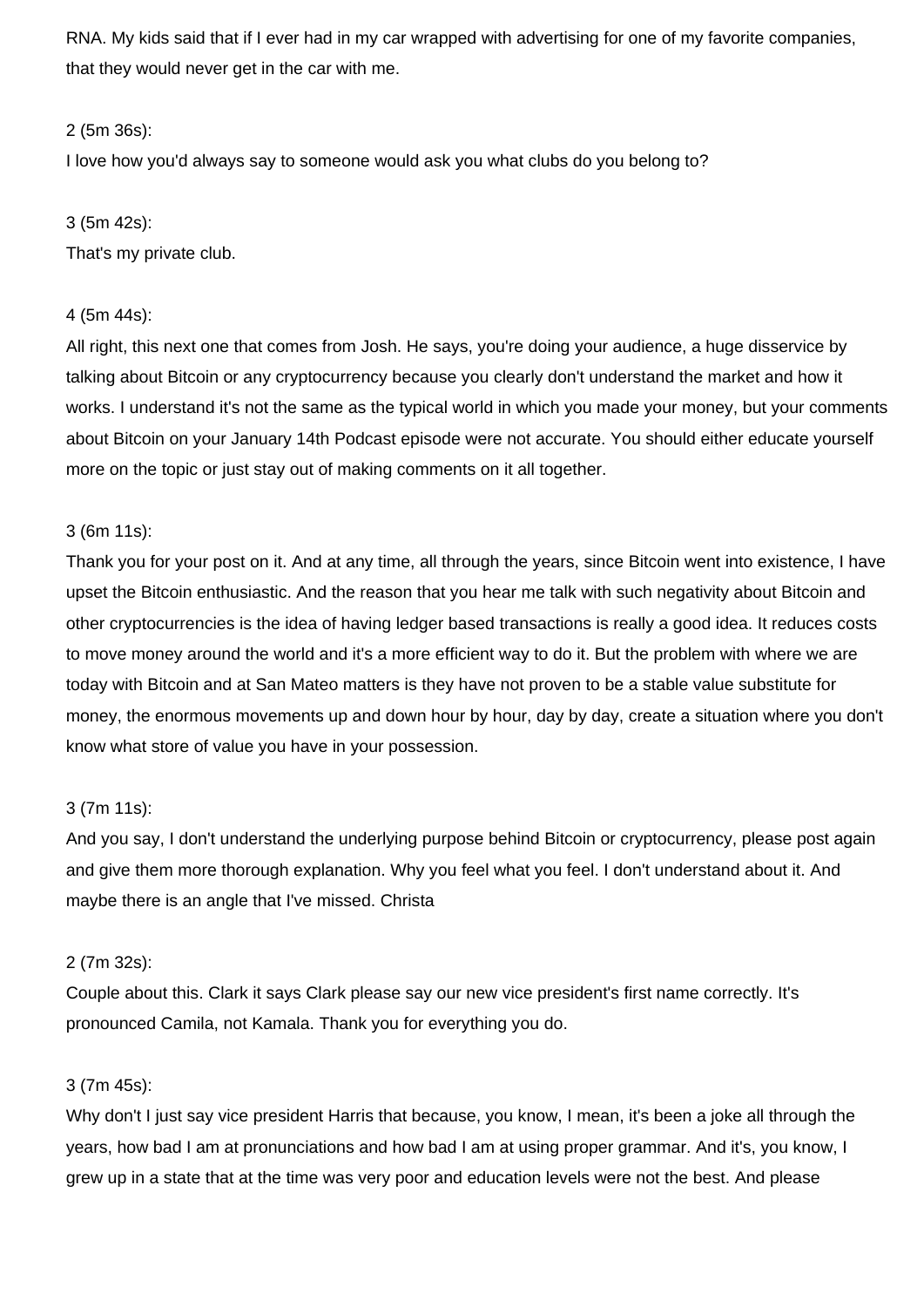RNA. My kids said that if I ever had in my car wrapped with advertising for one of my favorite companies, that they would never get in the car with me.

2 (5m 36s):

I love how you'd always say to someone would ask you what clubs do you belong to?

3 (5m 42s):

That's my private club.

4 (5m 44s):

All right, this next one that comes from Josh. He says, you're doing your audience, a huge disservice by talking about Bitcoin or any cryptocurrency because you clearly don't understand the market and how it works. I understand it's not the same as the typical world in which you made your money, but your comments about Bitcoin on your January 14th Podcast episode were not accurate. You should either educate yourself more on the topic or just stay out of making comments on it all together.

3 (6m 11s):

Thank you for your post on it. And at any time, all through the years, since Bitcoin went into existence, I have upset the Bitcoin enthusiastic. And the reason that you hear me talk with such negativity about Bitcoin and other cryptocurrencies is the idea of having ledger based transactions is really a good idea. It reduces costs to move money around the world and it's a more efficient way to do it. But the problem with where we are today with Bitcoin and at San Mateo matters is they have not proven to be a stable value substitute for money, the enormous movements up and down hour by hour, day by day, create a situation where you don't know what store of value you have in your possession.

3 (7m 11s):

And you say, I don't understand the underlying purpose behind Bitcoin or cryptocurrency, please post again and give them more thorough explanation. Why you feel what you feel. I don't understand about it. And maybe there is an angle that I've missed. Christa

2 (7m 32s):

Couple about this. Clark it says Clark please say our new vice president's first name correctly. It's pronounced Camila, not Kamala. Thank you for everything you do.

3 (7m 45s):

Why don't I just say vice president Harris that because, you know, I mean, it's been a joke all through the years, how bad I am at pronunciations and how bad I am at using proper grammar. And it's, you know, I grew up in a state that at the time was very poor and education levels were not the best. And please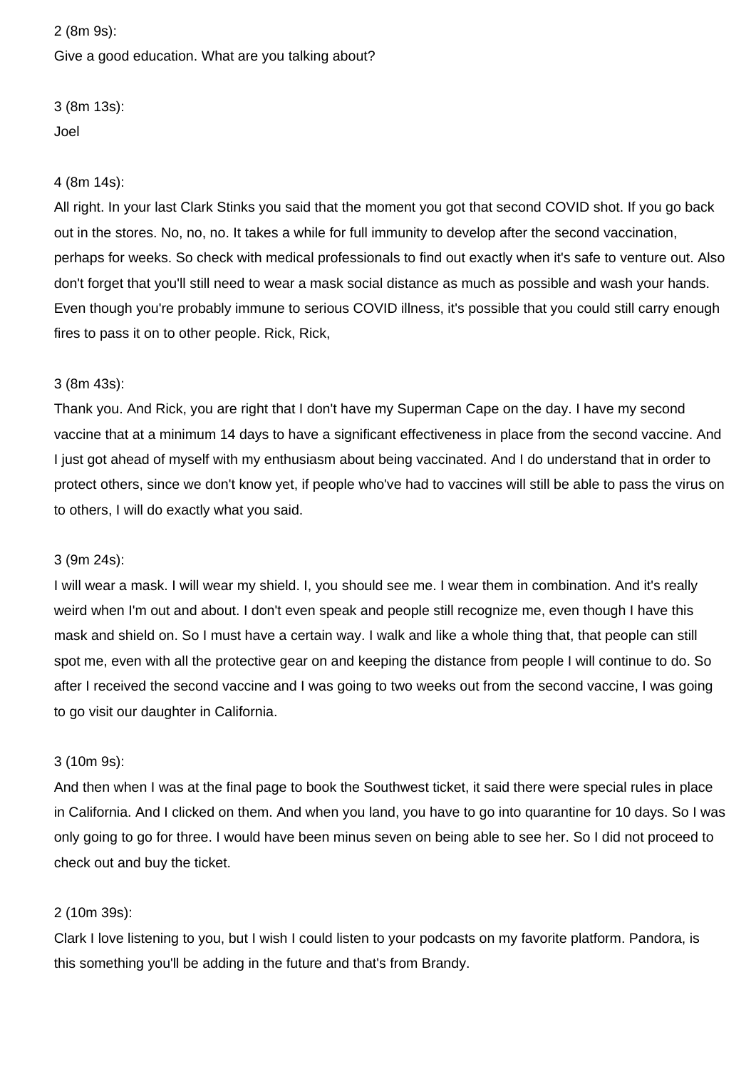2 (8m 9s):

Give a good education. What are you talking about?

3 (8m 13s):

Joel

4 (8m 14s):

All right. In your last Clark Stinks you said that the moment you got that second COVID shot. If you go back out in the stores. No, no, no. It takes a while for full immunity to develop after the second vaccination, perhaps for weeks. So check with medical professionals to find out exactly when it's safe to venture out. Also don't forget that you'll still need to wear a mask social distance as much as possible and wash your hands. Even though you're probably immune to serious COVID illness, it's possible that you could still carry enough fires to pass it on to other people. Rick, Rick,

3 (8m 43s):

Thank you. And Rick, you are right that I don't have my Superman Cape on the day. I have my second vaccine that at a minimum 14 days to have a significant effectiveness in place from the second vaccine. And I just got ahead of myself with my enthusiasm about being vaccinated. And I do understand that in order to protect others, since we don't know yet, if people who've had to vaccines will still be able to pass the virus on to others, I will do exactly what you said.

3 (9m 24s):

I will wear a mask. I will wear my shield. I, you should see me. I wear them in combination. And it's really weird when I'm out and about. I don't even speak and people still recognize me, even though I have this mask and shield on. So I must have a certain way. I walk and like a whole thing that, that people can still spot me, even with all the protective gear on and keeping the distance from people I will continue to do. So after I received the second vaccine and I was going to two weeks out from the second vaccine, I was going to go visit our daughter in California.

3 (10m 9s):

And then when I was at the final page to book the Southwest ticket, it said there were special rules in place in California. And I clicked on them. And when you land, you have to go into quarantine for 10 days. So I was only going to go for three. I would have been minus seven on being able to see her. So I did not proceed to check out and buy the ticket.

2 (10m 39s):

Clark I love listening to you, but I wish I could listen to your podcasts on my favorite platform. Pandora, is this something you'll be adding in the future and that's from Brandy.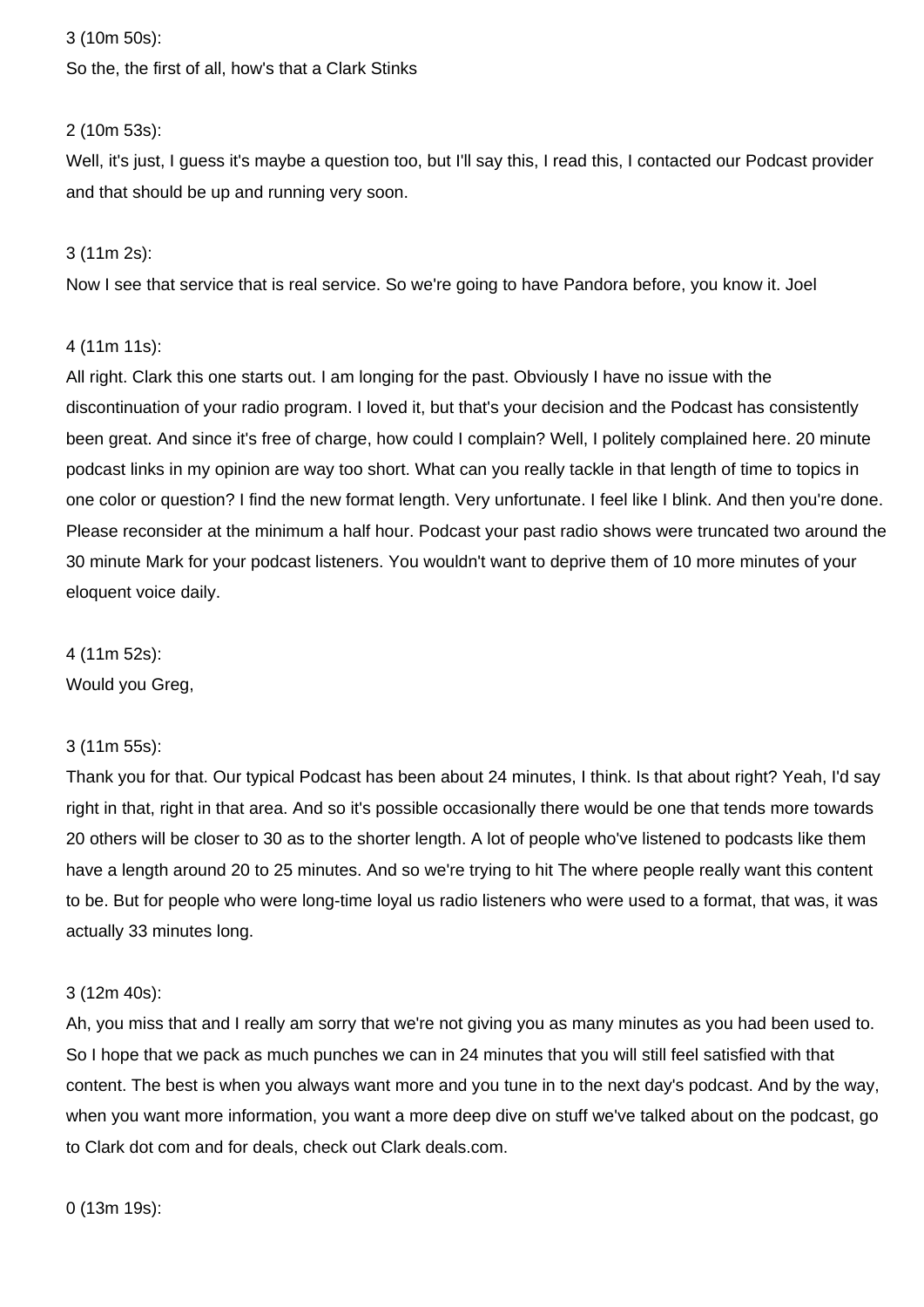3 (10m 50s):

So the, the first of all, how's that a Clark Stinks

2 (10m 53s):

Well, it's just, I guess it's maybe a question too, but I'll say this, I read this, I contacted our Podcast provider and that should be up and running very soon.

3 (11m 2s):

Now I see that service that is real service. So we're going to have Pandora before, you know it. Joel

4 (11m 11s):

All right. Clark this one starts out. I am longing for the past. Obviously I have no issue with the discontinuation of your radio program. I loved it, but that's your decision and the Podcast has consistently been great. And since it's free of charge, how could I complain? Well, I politely complained here. 20 minute podcast links in my opinion are way too short. What can you really tackle in that length of time to topics in one color or question? I find the new format length. Very unfortunate. I feel like I blink. And then you're done. Please reconsider at the minimum a half hour. Podcast your past radio shows were truncated two around the 30 minute Mark for your podcast listeners. You wouldn't want to deprive them of 10 more minutes of your eloquent voice daily.

4 (11m 52s):

Would you Greg,

3 (11m 55s):

Thank you for that. Our typical Podcast has been about 24 minutes, I think. Is that about right? Yeah, I'd say right in that, right in that area. And so it's possible occasionally there would be one that tends more towards 20 others will be closer to 30 as to the shorter length. A lot of people who've listened to podcasts like them have a length around 20 to 25 minutes. And so we're trying to hit The where people really want this content to be. But for people who were long-time loyal us radio listeners who were used to a format, that was, it was actually 33 minutes long.

3 (12m 40s):

Ah, you miss that and I really am sorry that we're not giving you as many minutes as you had been used to. So I hope that we pack as much punches we can in 24 minutes that you will still feel satisfied with that content. The best is when you always want more and you tune in to the next day's podcast. And by the way, when you want more information, you want a more deep dive on stuff we've talked about on the podcast, go to Clark dot com and for deals, check out Clark deals.com.

0 (13m 19s):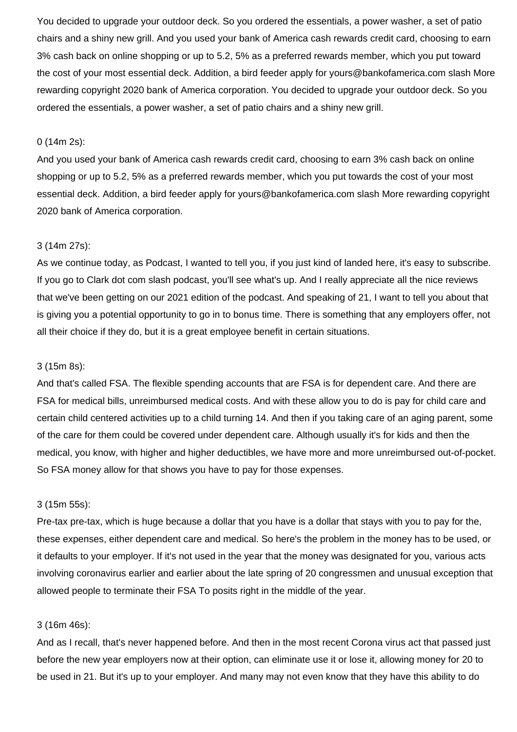You decided to upgrade your outdoor deck. So you ordered the essentials, a power washer, a set of patio chairs and a shiny new grill. And you used your bank of America cash rewards credit card, choosing to earn 3% cash back on online shopping or up to 5.2, 5% as a preferred rewards member, which you put toward the cost of your most essential deck. Addition, a bird feeder apply for yours@bankofamerica.com slash More rewarding copyright 2020 bank of America corporation. You decided to upgrade your outdoor deck. So you ordered the essentials, a power washer, a set of patio chairs and a shiny new grill.

0 (14m 2s):

And you used your bank of America cash rewards credit card, choosing to earn 3% cash back on online shopping or up to 5.2, 5% as a preferred rewards member, which you put towards the cost of your most essential deck. Addition, a bird feeder apply for yours@bankofamerica.com slash More rewarding copyright 2020 bank of America corporation.

3 (14m 27s):

As we continue today, as Podcast, I wanted to tell you, if you just kind of landed here, it's easy to subscribe. If you go to Clark dot com slash podcast, you'll see what's up. And I really appreciate all the nice reviews that we've been getting on our 2021 edition of the podcast. And speaking of 21, I want to tell you about that is giving you a potential opportunity to go in to bonus time. There is something that any employers offer, not all their choice if they do, but it is a great employee benefit in certain situations.

3 (15m 8s):

And that's called FSA. The flexible spending accounts that are FSA is for dependent care. And there are FSA for medical bills, unreimbursed medical costs. And with these allow you to do is pay for child care and certain child centered activities up to a child turning 14. And then if you taking care of an aging parent, some of the care for them could be covered under dependent care. Although usually it's for kids and then the medical, you know, with higher and higher deductibles, we have more and more unreimbursed out-of-pocket. So FSA money allow for that shows you have to pay for those expenses.

3 (15m 55s):

Pre-tax pre-tax, which is huge because a dollar that you have is a dollar that stays with you to pay for the, these expenses, either dependent care and medical. So here's the problem in the money has to be used, or it defaults to your employer. If it's not used in the year that the money was designated for you, various acts involving coronavirus earlier and earlier about the late spring of 20 congressmen and unusual exception that allowed people to terminate their FSA To posits right in the middle of the year.

3 (16m 46s):

And as I recall, that's never happened before. And then in the most recent Corona virus act that passed just before the new year employers now at their option, can eliminate use it or lose it, allowing money for 20 to be used in 21. But it's up to your employer. And many may not even know that they have this ability to do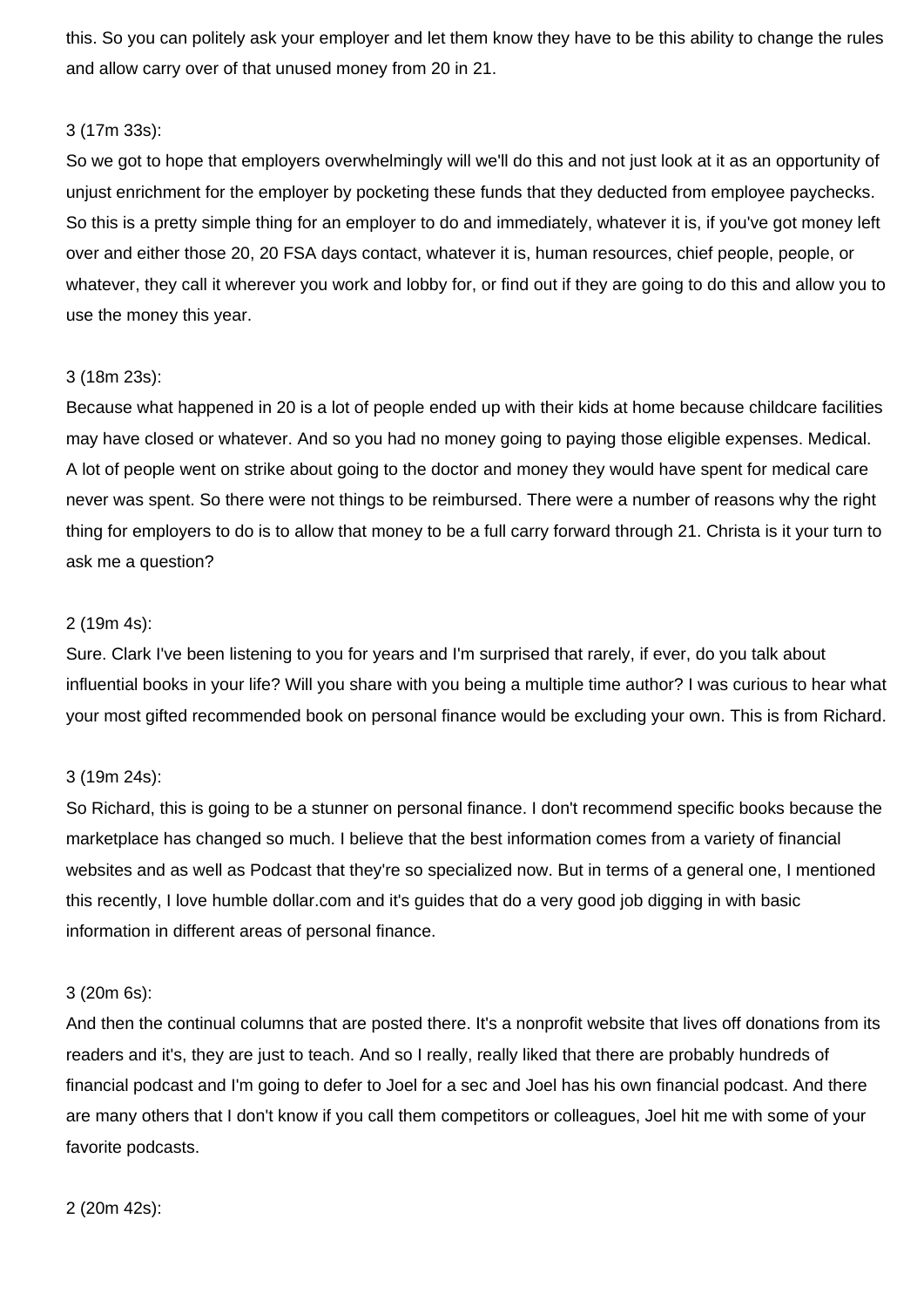this. So you can politely ask your employer and let them know they have to be this ability to change the rules and allow carry over of that unused money from 20 in 21.

3 (17m 33s):

So we got to hope that employers overwhelmingly will we'll do this and not just look at it as an opportunity of unjust enrichment for the employer by pocketing these funds that they deducted from employee paychecks. So this is a pretty simple thing for an employer to do and immediately, whatever it is, if you've got money left over and either those 20, 20 FSA days contact, whatever it is, human resources, chief people, people, or whatever, they call it wherever you work and lobby for, or find out if they are going to do this and allow you to use the money this year.

3 (18m 23s):

Because what happened in 20 is a lot of people ended up with their kids at home because childcare facilities may have closed or whatever. And so you had no money going to paying those eligible expenses. Medical. A lot of people went on strike about going to the doctor and money they would have spent for medical care never was spent. So there were not things to be reimbursed. There were a number of reasons why the right thing for employers to do is to allow that money to be a full carry forward through 21. Christa is it your turn to ask me a question?

2 (19m 4s):

Sure. Clark I've been listening to you for years and I'm surprised that rarely, if ever, do you talk about influential books in your life? Will you share with you being a multiple time author? I was curious to hear what your most gifted recommended book on personal finance would be excluding your own. This is from Richard.

3 (19m 24s):

So Richard, this is going to be a stunner on personal finance. I don't recommend specific books because the marketplace has changed so much. I believe that the best information comes from a variety of financial websites and as well as Podcast that they're so specialized now. But in terms of a general one, I mentioned this recently, I love humble dollar.com and it's guides that do a very good job digging in with basic information in different areas of personal finance.

3 (20m 6s):

And then the continual columns that are posted there. It's a nonprofit website that lives off donations from its readers and it's, they are just to teach. And so I really, really liked that there are probably hundreds of financial podcast and I'm going to defer to Joel for a sec and Joel has his own financial podcast. And there are many others that I don't know if you call them competitors or colleagues, Joel hit me with some of your favorite podcasts.

2 (20m 42s):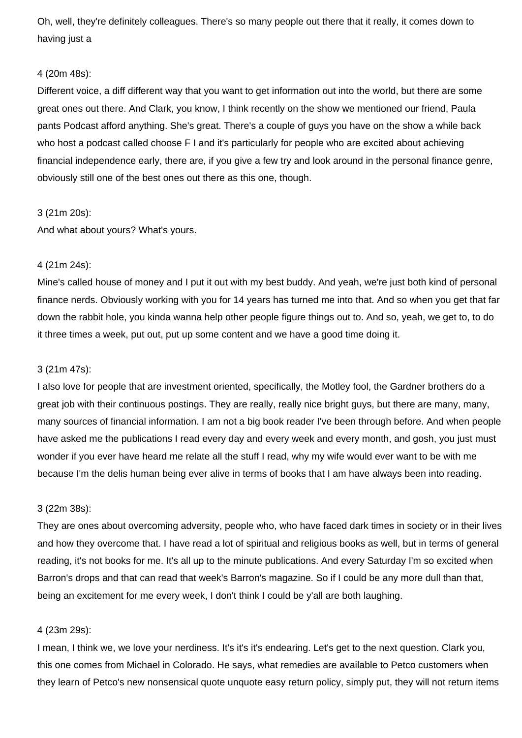Oh, well, they're definitely colleagues. There's so many people out there that it really, it comes down to having just a

4 (20m 48s):
Different voice, a diff different way that you want to get information out into the world, but there are some great ones out there. And Clark, you know, I think recently on the show we mentioned our friend, Paula pants Podcast afford anything. She's great. There's a couple of guys you have on the show a while back who host a podcast called choose F I and it's particularly for people who are excited about achieving financial independence early, there are, if you give a few try and look around in the personal finance genre, obviously still one of the best ones out there as this one, though.

3 (21m 20s):
And what about yours? What's yours.

4 (21m 24s):
Mine's called house of money and I put it out with my best buddy. And yeah, we're just both kind of personal finance nerds. Obviously working with you for 14 years has turned me into that. And so when you get that far down the rabbit hole, you kinda wanna help other people figure things out to. And so, yeah, we get to, to do it three times a week, put out, put up some content and we have a good time doing it.

3 (21m 47s):
I also love for people that are investment oriented, specifically, the Motley fool, the Gardner brothers do a great job with their continuous postings. They are really, really nice bright guys, but there are many, many, many sources of financial information. I am not a big book reader I've been through before. And when people have asked me the publications I read every day and every week and every month, and gosh, you just must wonder if you ever have heard me relate all the stuff I read, why my wife would ever want to be with me because I'm the delis human being ever alive in terms of books that I am have always been into reading.

3 (22m 38s):
They are ones about overcoming adversity, people who, who have faced dark times in society or in their lives and how they overcome that. I have read a lot of spiritual and religious books as well, but in terms of general reading, it's not books for me. It's all up to the minute publications. And every Saturday I'm so excited when Barron's drops and that can read that week's Barron's magazine. So if I could be any more dull than that, being an excitement for me every week, I don't think I could be y'all are both laughing.

4 (23m 29s):
I mean, I think we, we love your nerdiness. It's it's it's endearing. Let's get to the next question. Clark you, this one comes from Michael in Colorado. He says, what remedies are available to Petco customers when they learn of Petco's new nonsensical quote unquote easy return policy, simply put, they will not return items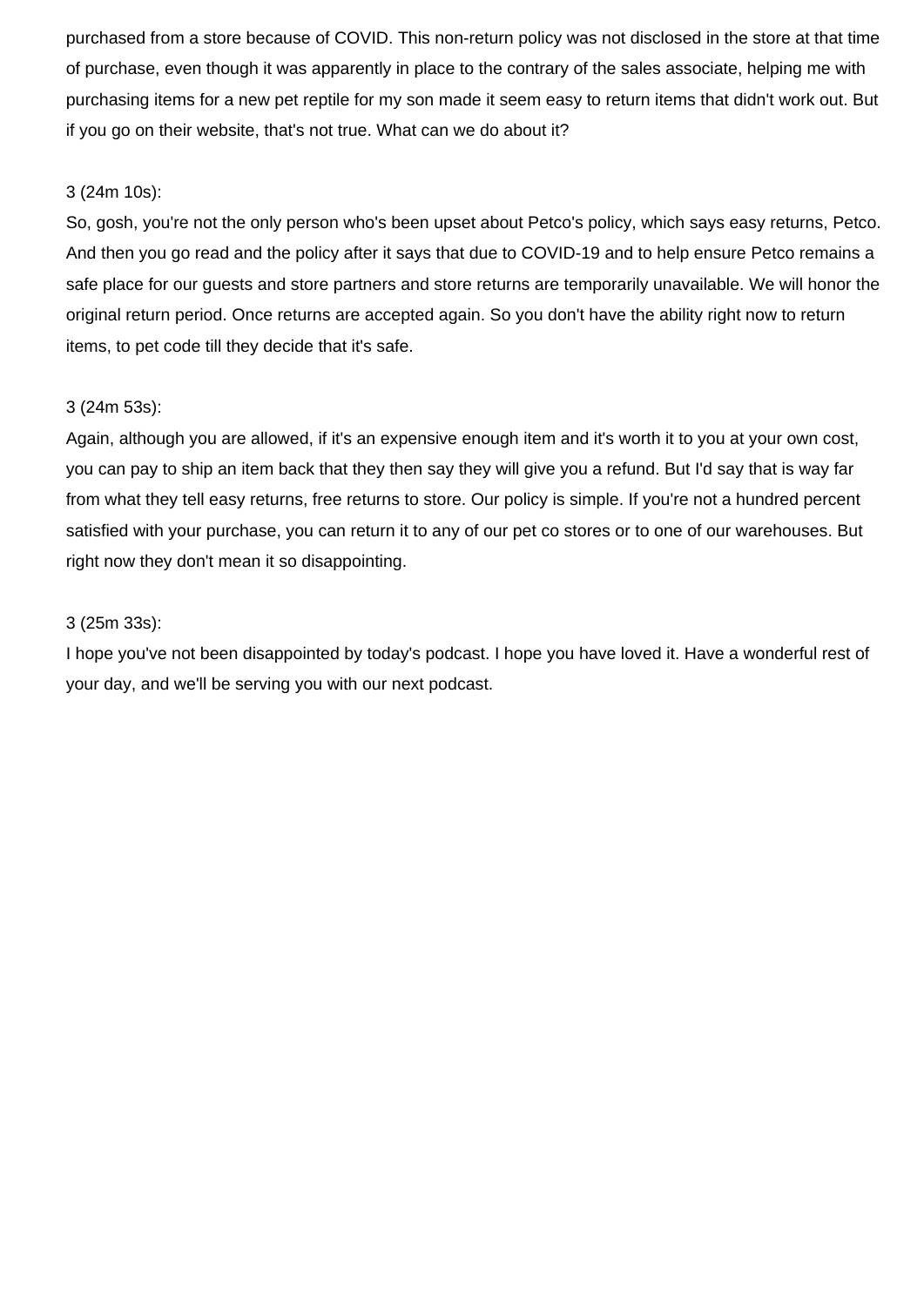purchased from a store because of COVID. This non-return policy was not disclosed in the store at that time of purchase, even though it was apparently in place to the contrary of the sales associate, helping me with purchasing items for a new pet reptile for my son made it seem easy to return items that didn't work out. But if you go on their website, that's not true. What can we do about it?

3 (24m 10s):

So, gosh, you're not the only person who's been upset about Petco's policy, which says easy returns, Petco. And then you go read and the policy after it says that due to COVID-19 and to help ensure Petco remains a safe place for our guests and store partners and store returns are temporarily unavailable. We will honor the original return period. Once returns are accepted again. So you don't have the ability right now to return items, to pet code till they decide that it's safe.

3 (24m 53s):

Again, although you are allowed, if it's an expensive enough item and it's worth it to you at your own cost, you can pay to ship an item back that they then say they will give you a refund. But I'd say that is way far from what they tell easy returns, free returns to store. Our policy is simple. If you're not a hundred percent satisfied with your purchase, you can return it to any of our pet co stores or to one of our warehouses. But right now they don't mean it so disappointing.

3 (25m 33s):

I hope you've not been disappointed by today's podcast. I hope you have loved it. Have a wonderful rest of your day, and we'll be serving you with our next podcast.